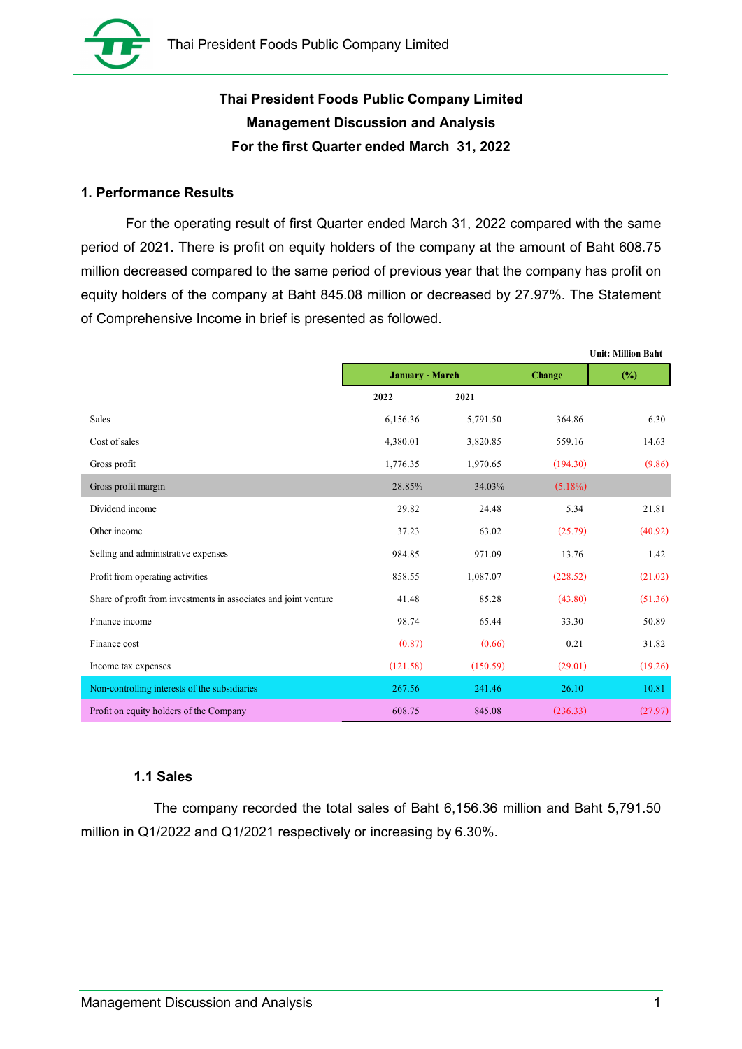# Thai President Foods Public Company Limited
## Management Discussion and Analysis
## For the first Quarter ended March 31, 2022

### 1. Performance Results

For the operating result of first Quarter ended March 31, 2022 compared with the same period of 2021. There is profit on equity holders of the company at the amount of Baht 608.75 million decreased compared to the same period of previous year that the company has profit on equity holders of the company at Baht 845.08 million or decreased by 27.97%. The Statement of Comprehensive Income in brief is presented as followed.

Unit: Million Baht

| | January - March | | Change | (%) |
|---|---|---|---|---|
| | 2022 | 2021 | | |
| Sales | 6,156.36 | 5,791.50 | 364.86 | 6.30 |
| Cost of sales | 4,380.01 | 3,820.85 | 559.16 | 14.63 |
| Gross profit | 1,776.35 | 1,970.65 | (194.30) | (9.86) |
| Gross profit margin | 28.85% | 34.03% | (5.18%) | |
| Dividend income | 29.82 | 24.48 | 5.34 | 21.81 |
| Other income | 37.23 | 63.02 | (25.79) | (40.92) |
| Selling and administrative expenses | 984.85 | 971.09 | 13.76 | 1.42 |
| Profit from operating activities | 858.55 | 1,087.07 | (228.52) | (21.02) |
| Share of profit from investments in associates and joint venture | 41.48 | 85.28 | (43.80) | (51.36) |
| Finance income | 98.74 | 65.44 | 33.30 | 50.89 |
| Finance cost | (0.87) | (0.66) | 0.21 | 31.82 |
| Income tax expenses | (121.58) | (150.59) | (29.01) | (19.26) |
| Non-controlling interests of the subsidiaries | 267.56 | 241.46 | 26.10 | 10.81 |
| Profit on equity holders of the Company | 608.75 | 845.08 | (236.33) | (27.97) |

#### 1.1 Sales

The company recorded the total sales of Baht 6,156.36 million and Baht 5,791.50 million in Q1/2022 and Q1/2021 respectively or increasing by 6.30%.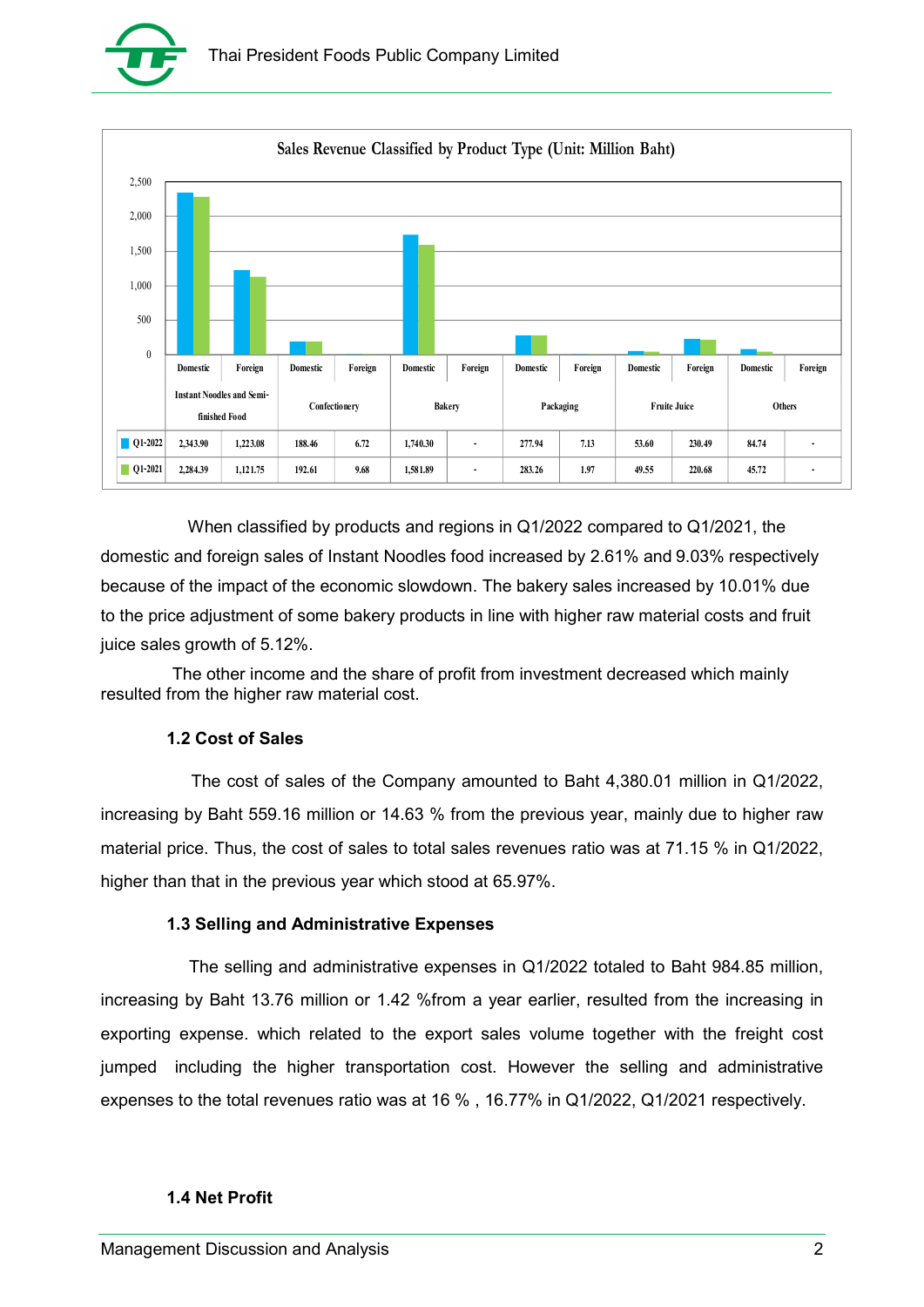**Sales Revenue Classified by Product Type (Unit: Million Baht)**

| | Instant Noodles and Semi-finished Food | | Confectionery | | Bakery | | Packaging | | Fruite Juice | | Others | |
|---|---|---|---|---|---|---|---|---|---|---|---|---|
| | Domestic | Foreign | Domestic | Foreign | Domestic | Foreign | Domestic | Foreign | Domestic | Foreign | Domestic | Foreign |
| Q1-2022 | 2,343.90 | 1,223.08 | 188.46 | 6.72 | 1,740.30 | - | 277.94 | 7.13 | 53.60 | 230.49 | 84.74 | - |
| Q1-2021 | 2,284.39 | 1,121.75 | 192.61 | 9.68 | 1,581.89 | - | 283.26 | 1.97 | 49.55 | 220.68 | 45.72 | - |

When classified by products and regions in Q1/2022 compared to Q1/2021, the domestic and foreign sales of Instant Noodles food increased by 2.61% and 9.03% respectively because of the impact of the economic slowdown. The bakery sales increased by 10.01% due to the price adjustment of some bakery products in line with higher raw material costs and fruit juice sales growth of 5.12%.

The other income and the share of profit from investment decreased which mainly resulted from the higher raw material cost.

### 1.2 Cost of Sales

The cost of sales of the Company amounted to Baht 4,380.01 million in Q1/2022, increasing by Baht 559.16 million or 14.63 % from the previous year, mainly due to higher raw material price. Thus, the cost of sales to total sales revenues ratio was at 71.15 % in Q1/2022, higher than that in the previous year which stood at 65.97%.

### 1.3 Selling and Administrative Expenses

The selling and administrative expenses in Q1/2022 totaled to Baht 984.85 million, increasing by Baht 13.76 million or 1.42 %from a year earlier, resulted from the increasing in exporting expense. which related to the export sales volume together with the freight cost jumped including the higher transportation cost. However the selling and administrative expenses to the total revenues ratio was at 16 % , 16.77% in Q1/2022, Q1/2021 respectively.

### 1.4 Net Profit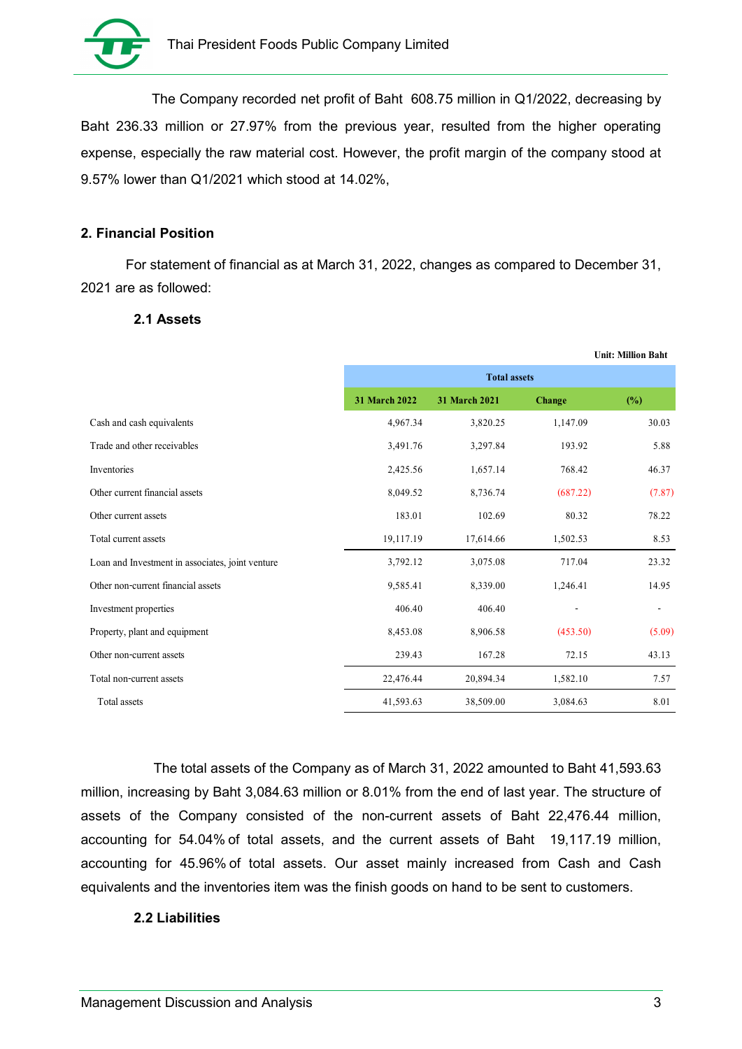The Company recorded net profit of Baht 608.75 million in Q1/2022, decreasing by Baht 236.33 million or 27.97% from the previous year, resulted from the higher operating expense, especially the raw material cost. However, the profit margin of the company stood at 9.57% lower than Q1/2021 which stood at 14.02%,

## 2. Financial Position

For statement of financial as at March 31, 2022, changes as compared to December 31, 2021 are as followed:

### 2.1 Assets

Unit: Million Baht

| | Total assets | | | |
|---|---|---|---|---|
| | 31 March 2022 | 31 March 2021 | Change | (%) |
| Cash and cash equivalents | 4,967.34 | 3,820.25 | 1,147.09 | 30.03 |
| Trade and other receivables | 3,491.76 | 3,297.84 | 193.92 | 5.88 |
| Inventories | 2,425.56 | 1,657.14 | 768.42 | 46.37 |
| Other current financial assets | 8,049.52 | 8,736.74 | (687.22) | (7.87) |
| Other current assets | 183.01 | 102.69 | 80.32 | 78.22 |
| Total current assets | 19,117.19 | 17,614.66 | 1,502.53 | 8.53 |
| Loan and Investment in associates, joint venture | 3,792.12 | 3,075.08 | 717.04 | 23.32 |
| Other non-current financial assets | 9,585.41 | 8,339.00 | 1,246.41 | 14.95 |
| Investment properties | 406.40 | 406.40 | - | - |
| Property, plant and equipment | 8,453.08 | 8,906.58 | (453.50) | (5.09) |
| Other non-current assets | 239.43 | 167.28 | 72.15 | 43.13 |
| Total non-current assets | 22,476.44 | 20,894.34 | 1,582.10 | 7.57 |
| Total assets | 41,593.63 | 38,509.00 | 3,084.63 | 8.01 |

The total assets of the Company as of March 31, 2022 amounted to Baht 41,593.63 million, increasing by Baht 3,084.63 million or 8.01% from the end of last year. The structure of assets of the Company consisted of the non-current assets of Baht 22,476.44 million, accounting for 54.04% of total assets, and the current assets of Baht 19,117.19 million, accounting for 45.96% of total assets. Our asset mainly increased from Cash and Cash equivalents and the inventories item was the finish goods on hand to be sent to customers.

### 2.2 Liabilities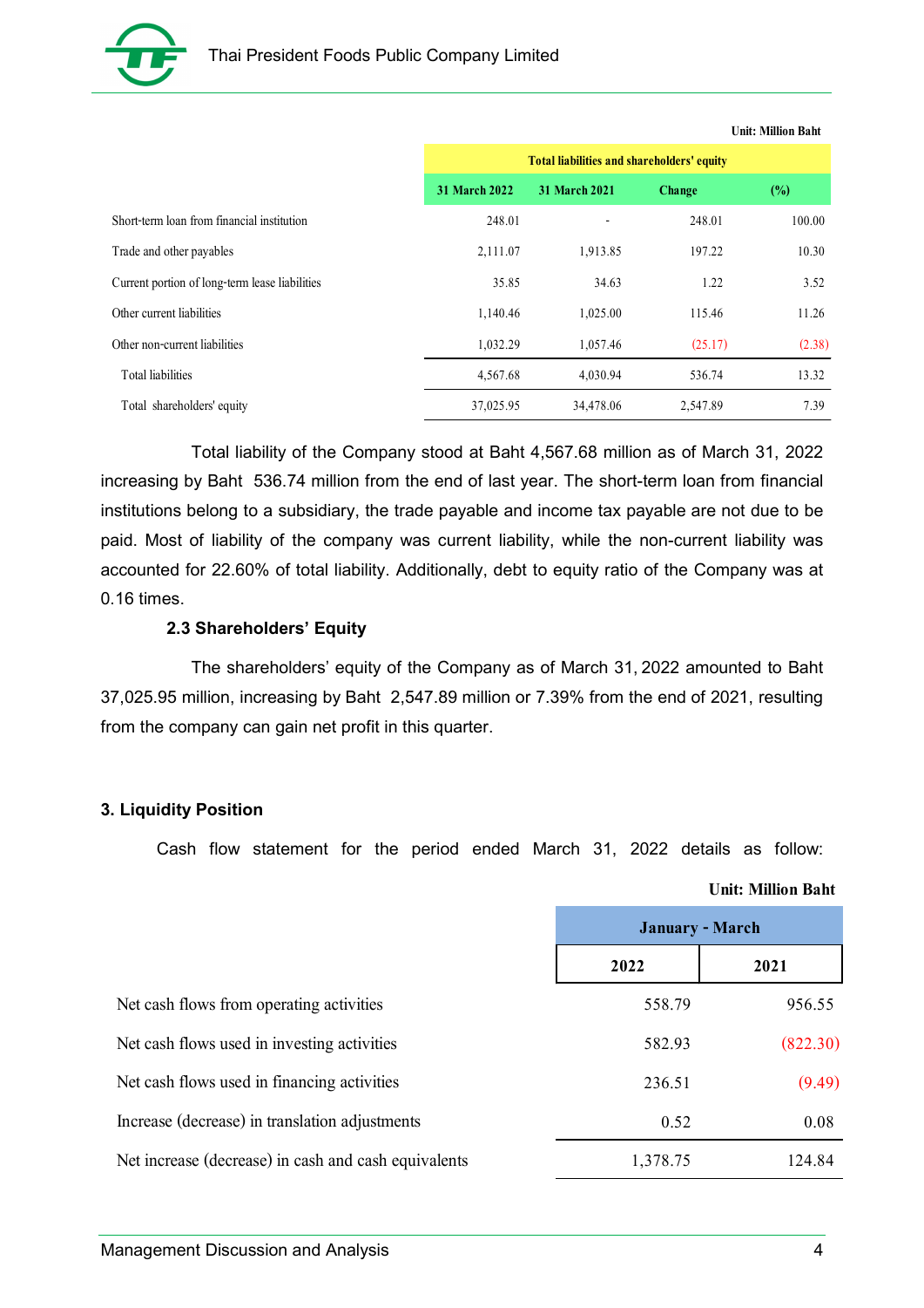Unit: Million Baht

| | Total liabilities and shareholders' equity | | | |
|---|---|---|---|---|
| | 31 March 2022 | 31 March 2021 | Change | (%) |
| Short-term loan from financial institution | 248.01 | - | 248.01 | 100.00 |
| Trade and other payables | 2,111.07 | 1,913.85 | 197.22 | 10.30 |
| Current portion of long-term lease liabilities | 35.85 | 34.63 | 1.22 | 3.52 |
| Other current liabilities | 1,140.46 | 1,025.00 | 115.46 | 11.26 |
| Other non-current liabilities | 1,032.29 | 1,057.46 | (25.17) | (2.38) |
| Total liabilities | 4,567.68 | 4,030.94 | 536.74 | 13.32 |
| Total shareholders' equity | 37,025.95 | 34,478.06 | 2,547.89 | 7.39 |

Total liability of the Company stood at Baht 4,567.68 million as of March 31, 2022 increasing by Baht 536.74 million from the end of last year. The short-term loan from financial institutions belong to a subsidiary, the trade payable and income tax payable are not due to be paid. Most of liability of the company was current liability, while the non-current liability was accounted for 22.60% of total liability. Additionally, debt to equity ratio of the Company was at 0.16 times.

### 2.3 Shareholders' Equity

The shareholders' equity of the Company as of March 31, 2022 amounted to Baht 37,025.95 million, increasing by Baht 2,547.89 million or 7.39% from the end of 2021, resulting from the company can gain net profit in this quarter.

## 3. Liquidity Position

Cash flow statement for the period ended March 31, 2022 details as follow:

Unit: Million Baht

| | January - March | |
|---|---|---|
| | 2022 | 2021 |
| Net cash flows from operating activities | 558.79 | 956.55 |
| Net cash flows used in investing activities | 582.93 | (822.30) |
| Net cash flows used in financing activities | 236.51 | (9.49) |
| Increase (decrease) in translation adjustments | 0.52 | 0.08 |
| Net increase (decrease) in cash and cash equivalents | 1,378.75 | 124.84 |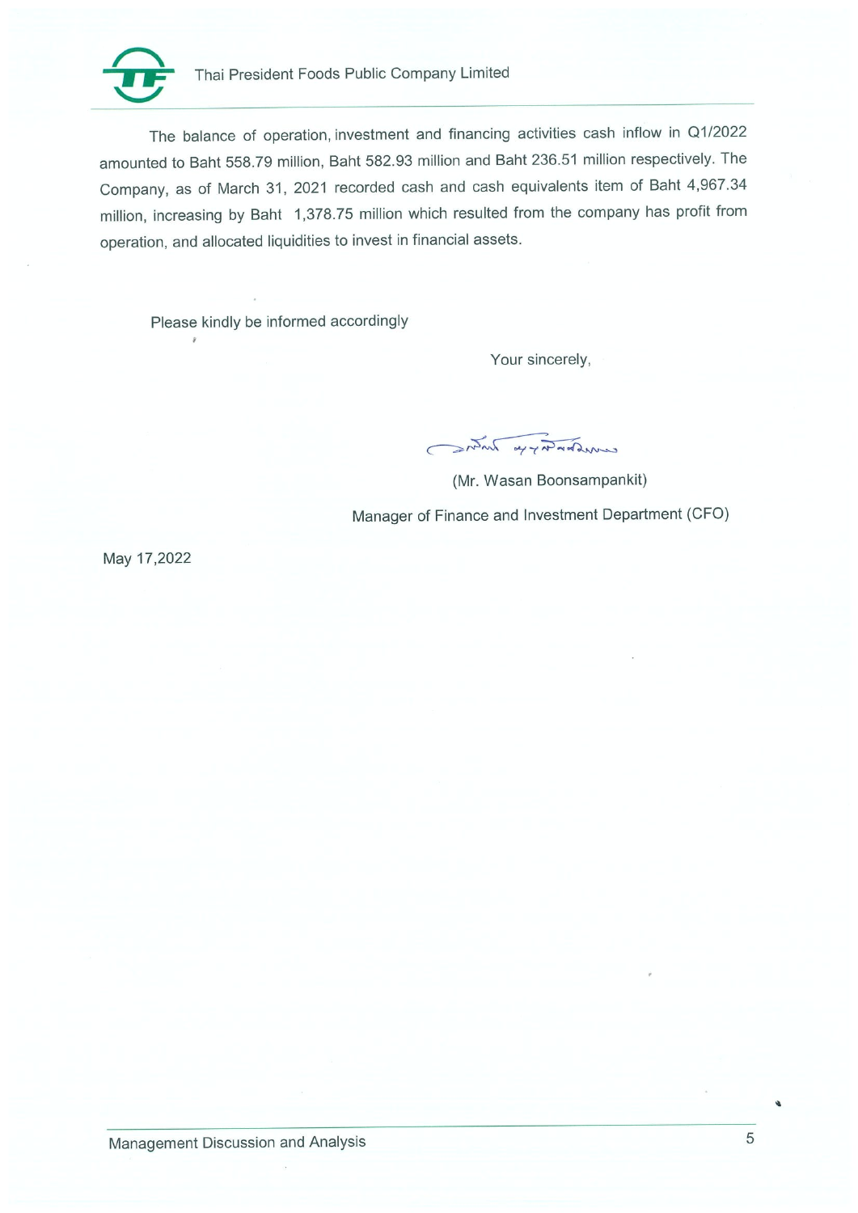The balance of operation, investment and financing activities cash inflow in Q1/2022 amounted to Baht 558.79 million, Baht 582.93 million and Baht 236.51 million respectively. The Company, as of March 31, 2021 recorded cash and cash equivalents item of Baht 4,967.34 million, increasing by Baht 1,378.75 million which resulted from the company has profit from operation, and allocated liquidities to invest in financial assets.

Please kindly be informed accordingly

Your sincerely,

(Mr. Wasan Boonsampankit)

Manager of Finance and Investment Department (CFO)

May 17,2022